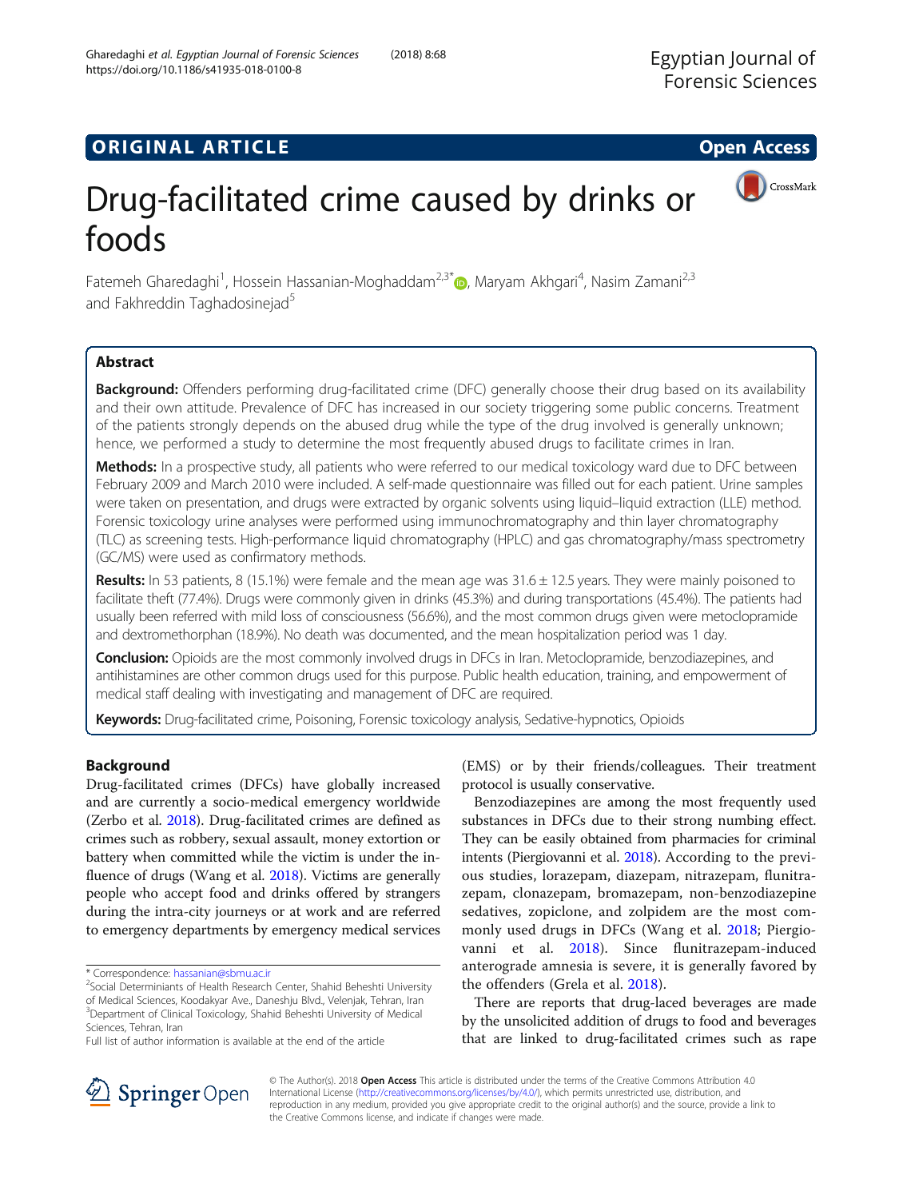**ORIGINAL ARTICLE** **Open Access**

# Drug-facilitated crime caused by drinks or foods

Fatemeh Gharedaghi[1], Hossein Hassanian-Moghaddam[2,3*], Maryam Akhgari[4], Nasim Zamani[2,3] and Fakhreddin Taghadosinejad[5]

## Abstract

**Background:** Offenders performing drug-facilitated crime (DFC) generally choose their drug based on its availability and their own attitude. Prevalence of DFC has increased in our society triggering some public concerns. Treatment of the patients strongly depends on the abused drug while the type of the drug involved is generally unknown; hence, we performed a study to determine the most frequently abused drugs to facilitate crimes in Iran.

**Methods:** In a prospective study, all patients who were referred to our medical toxicology ward due to DFC between February 2009 and March 2010 were included. A self-made questionnaire was filled out for each patient. Urine samples were taken on presentation, and drugs were extracted by organic solvents using liquid–liquid extraction (LLE) method. Forensic toxicology urine analyses were performed using immunochromatography and thin layer chromatography (TLC) as screening tests. High-performance liquid chromatography (HPLC) and gas chromatography/mass spectrometry (GC/MS) were used as confirmatory methods.

**Results:** In 53 patients, 8 (15.1%) were female and the mean age was 31.6 ± 12.5 years. They were mainly poisoned to facilitate theft (77.4%). Drugs were commonly given in drinks (45.3%) and during transportations (45.4%). The patients had usually been referred with mild loss of consciousness (56.6%), and the most common drugs given were metoclopramide and dextromethorphan (18.9%). No death was documented, and the mean hospitalization period was 1 day.

**Conclusion:** Opioids are the most commonly involved drugs in DFCs in Iran. Metoclopramide, benzodiazepines, and antihistamines are other common drugs used for this purpose. Public health education, training, and empowerment of medical staff dealing with investigating and management of DFC are required.

**Keywords:** Drug-facilitated crime, Poisoning, Forensic toxicology analysis, Sedative-hypnotics, Opioids

## Background

Drug-facilitated crimes (DFCs) have globally increased and are currently a socio-medical emergency worldwide (Zerbo et al. 2018). Drug-facilitated crimes are defined as crimes such as robbery, sexual assault, money extortion or battery when committed while the victim is under the influence of drugs (Wang et al. 2018). Victims are generally people who accept food and drinks offered by strangers during the intra-city journeys or at work and are referred to emergency departments by emergency medical services (EMS) or by their friends/colleagues. Their treatment protocol is usually conservative.

Benzodiazepines are among the most frequently used substances in DFCs due to their strong numbing effect. They can be easily obtained from pharmacies for criminal intents (Piergiovanni et al. 2018). According to the previous studies, lorazepam, diazepam, nitrazepam, flunitrazepam, clonazepam, bromazepam, non-benzodiazepine sedatives, zopiclone, and zolpidem are the most commonly used drugs in DFCs (Wang et al. 2018; Piergiovanni et al. 2018). Since flunitrazepam-induced anterograde amnesia is severe, it is generally favored by the offenders (Grela et al. 2018).

There are reports that drug-laced beverages are made by the unsolicited addition of drugs to food and beverages that are linked to drug-facilitated crimes such as rape

\* Correspondence: hassanian@sbmu.ac.ir
[2]Social Determiniants of Health Research Center, Shahid Beheshti University of Medical Sciences, Koodakyar Ave., Daneshju Blvd., Velenjak, Tehran, Iran
[3]Department of Clinical Toxicology, Shahid Beheshti University of Medical Sciences, Tehran, Iran
Full list of author information is available at the end of the article

© The Author(s). 2018 **Open Access** This article is distributed under the terms of the Creative Commons Attribution 4.0 International License (http://creativecommons.org/licenses/by/4.0/), which permits unrestricted use, distribution, and reproduction in any medium, provided you give appropriate credit to the original author(s) and the source, provide a link to the Creative Commons license, and indicate if changes were made.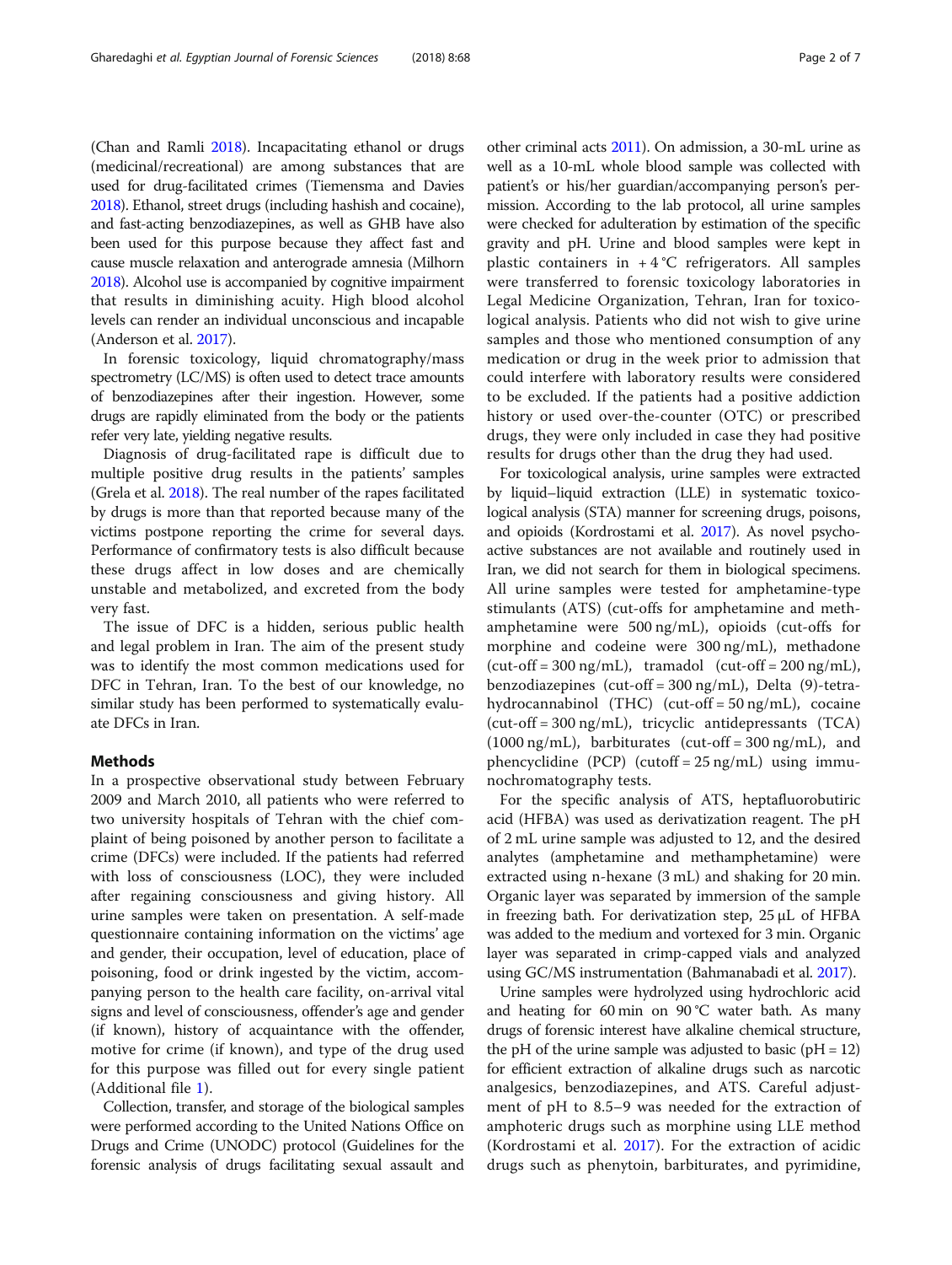(Chan and Ramli 2018). Incapacitating ethanol or drugs (medicinal/recreational) are among substances that are used for drug-facilitated crimes (Tiemensma and Davies 2018). Ethanol, street drugs (including hashish and cocaine), and fast-acting benzodiazepines, as well as GHB have also been used for this purpose because they affect fast and cause muscle relaxation and anterograde amnesia (Milhorn 2018). Alcohol use is accompanied by cognitive impairment that results in diminishing acuity. High blood alcohol levels can render an individual unconscious and incapable (Anderson et al. 2017).

In forensic toxicology, liquid chromatography/mass spectrometry (LC/MS) is often used to detect trace amounts of benzodiazepines after their ingestion. However, some drugs are rapidly eliminated from the body or the patients refer very late, yielding negative results.

Diagnosis of drug-facilitated rape is difficult due to multiple positive drug results in the patients' samples (Grela et al. 2018). The real number of the rapes facilitated by drugs is more than that reported because many of the victims postpone reporting the crime for several days. Performance of confirmatory tests is also difficult because these drugs affect in low doses and are chemically unstable and metabolized, and excreted from the body very fast.

The issue of DFC is a hidden, serious public health and legal problem in Iran. The aim of the present study was to identify the most common medications used for DFC in Tehran, Iran. To the best of our knowledge, no similar study has been performed to systematically evaluate DFCs in Iran.

## Methods

In a prospective observational study between February 2009 and March 2010, all patients who were referred to two university hospitals of Tehran with the chief complaint of being poisoned by another person to facilitate a crime (DFCs) were included. If the patients had referred with loss of consciousness (LOC), they were included after regaining consciousness and giving history. All urine samples were taken on presentation. A self-made questionnaire containing information on the victims' age and gender, their occupation, level of education, place of poisoning, food or drink ingested by the victim, accompanying person to the health care facility, on-arrival vital signs and level of consciousness, offender's age and gender (if known), history of acquaintance with the offender, motive for crime (if known), and type of the drug used for this purpose was filled out for every single patient (Additional file 1).

Collection, transfer, and storage of the biological samples were performed according to the United Nations Office on Drugs and Crime (UNODC) protocol (Guidelines for the forensic analysis of drugs facilitating sexual assault and other criminal acts 2011). On admission, a 30-mL urine as well as a 10-mL whole blood sample was collected with patient's or his/her guardian/accompanying person's permission. According to the lab protocol, all urine samples were checked for adulteration by estimation of the specific gravity and pH. Urine and blood samples were kept in plastic containers in + 4 °C refrigerators. All samples were transferred to forensic toxicology laboratories in Legal Medicine Organization, Tehran, Iran for toxicological analysis. Patients who did not wish to give urine samples and those who mentioned consumption of any medication or drug in the week prior to admission that could interfere with laboratory results were considered to be excluded. If the patients had a positive addiction history or used over-the-counter (OTC) or prescribed drugs, they were only included in case they had positive results for drugs other than the drug they had used.

For toxicological analysis, urine samples were extracted by liquid–liquid extraction (LLE) in systematic toxicological analysis (STA) manner for screening drugs, poisons, and opioids (Kordrostami et al. 2017). As novel psychoactive substances are not available and routinely used in Iran, we did not search for them in biological specimens. All urine samples were tested for amphetamine-type stimulants (ATS) (cut-offs for amphetamine and methamphetamine were 500 ng/mL), opioids (cut-offs for morphine and codeine were 300 ng/mL), methadone (cut-off = 300 ng/mL), tramadol (cut-off = 200 ng/mL), benzodiazepines (cut-off = 300 ng/mL), Delta (9)-tetrahydrocannabinol (THC) (cut-off = 50 ng/mL), cocaine (cut-off = 300 ng/mL), tricyclic antidepressants (TCA) (1000 ng/mL), barbiturates (cut-off = 300 ng/mL), and phencyclidine (PCP) (cutoff = 25 ng/mL) using immunochromatography tests.

For the specific analysis of ATS, heptafluorobutiric acid (HFBA) was used as derivatization reagent. The pH of 2 mL urine sample was adjusted to 12, and the desired analytes (amphetamine and methamphetamine) were extracted using n-hexane (3 mL) and shaking for 20 min. Organic layer was separated by immersion of the sample in freezing bath. For derivatization step, 25 μL of HFBA was added to the medium and vortexed for 3 min. Organic layer was separated in crimp-capped vials and analyzed using GC/MS instrumentation (Bahmanabadi et al. 2017).

Urine samples were hydrolyzed using hydrochloric acid and heating for 60 min on 90 °C water bath. As many drugs of forensic interest have alkaline chemical structure, the pH of the urine sample was adjusted to basic (pH = 12) for efficient extraction of alkaline drugs such as narcotic analgesics, benzodiazepines, and ATS. Careful adjustment of pH to 8.5–9 was needed for the extraction of amphoteric drugs such as morphine using LLE method (Kordrostami et al. 2017). For the extraction of acidic drugs such as phenytoin, barbiturates, and pyrimidine,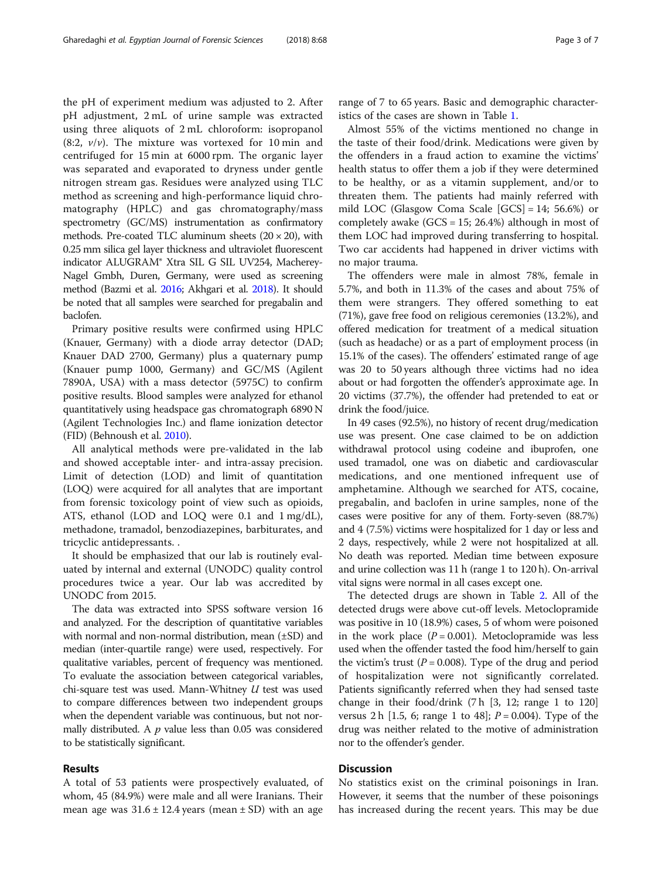the pH of experiment medium was adjusted to 2. After pH adjustment, 2 mL of urine sample was extracted using three aliquots of 2 mL chloroform: isopropanol (8:2, *v*/*v*). The mixture was vortexed for 10 min and centrifuged for 15 min at 6000 rpm. The organic layer was separated and evaporated to dryness under gentle nitrogen stream gas. Residues were analyzed using TLC method as screening and high-performance liquid chromatography (HPLC) and gas chromatography/mass spectrometry (GC/MS) instrumentation as confirmatory methods. Pre-coated TLC aluminum sheets (20 × 20), with 0.25 mm silica gel layer thickness and ultraviolet fluorescent indicator ALUGRAM® Xtra SIL G SIL UV254, Macherey-Nagel Gmbh, Duren, Germany, were used as screening method (Bazmi et al. 2016; Akhgari et al. 2018). It should be noted that all samples were searched for pregabalin and baclofen.

Primary positive results were confirmed using HPLC (Knauer, Germany) with a diode array detector (DAD; Knauer DAD 2700, Germany) plus a quaternary pump (Knauer pump 1000, Germany) and GC/MS (Agilent 7890A, USA) with a mass detector (5975C) to confirm positive results. Blood samples were analyzed for ethanol quantitatively using headspace gas chromatograph 6890 N (Agilent Technologies Inc.) and flame ionization detector (FID) (Behnoush et al. 2010).

All analytical methods were pre-validated in the lab and showed acceptable inter- and intra-assay precision. Limit of detection (LOD) and limit of quantitation (LOQ) were acquired for all analytes that are important from forensic toxicology point of view such as opioids, ATS, ethanol (LOD and LOQ were 0.1 and 1 mg/dL), methadone, tramadol, benzodiazepines, barbiturates, and tricyclic antidepressants. .

It should be emphasized that our lab is routinely evaluated by internal and external (UNODC) quality control procedures twice a year. Our lab was accredited by UNODC from 2015.

The data was extracted into SPSS software version 16 and analyzed. For the description of quantitative variables with normal and non-normal distribution, mean (±SD) and median (inter-quartile range) were used, respectively. For qualitative variables, percent of frequency was mentioned. To evaluate the association between categorical variables, chi-square test was used. Mann-Whitney *U* test was used to compare differences between two independent groups when the dependent variable was continuous, but not normally distributed. A *p* value less than 0.05 was considered to be statistically significant.

## Results

A total of 53 patients were prospectively evaluated, of whom, 45 (84.9%) were male and all were Iranians. Their mean age was 31.6 ± 12.4 years (mean ± SD) with an age range of 7 to 65 years. Basic and demographic characteristics of the cases are shown in Table 1.

Almost 55% of the victims mentioned no change in the taste of their food/drink. Medications were given by the offenders in a fraud action to examine the victims' health status to offer them a job if they were determined to be healthy, or as a vitamin supplement, and/or to threaten them. The patients had mainly referred with mild LOC (Glasgow Coma Scale [GCS] = 14; 56.6%) or completely awake (GCS = 15; 26.4%) although in most of them LOC had improved during transferring to hospital. Two car accidents had happened in driver victims with no major trauma.

The offenders were male in almost 78%, female in 5.7%, and both in 11.3% of the cases and about 75% of them were strangers. They offered something to eat (71%), gave free food on religious ceremonies (13.2%), and offered medication for treatment of a medical situation (such as headache) or as a part of employment process (in 15.1% of the cases). The offenders' estimated range of age was 20 to 50 years although three victims had no idea about or had forgotten the offender's approximate age. In 20 victims (37.7%), the offender had pretended to eat or drink the food/juice.

In 49 cases (92.5%), no history of recent drug/medication use was present. One case claimed to be on addiction withdrawal protocol using codeine and ibuprofen, one used tramadol, one was on diabetic and cardiovascular medications, and one mentioned infrequent use of amphetamine. Although we searched for ATS, cocaine, pregabalin, and baclofen in urine samples, none of the cases were positive for any of them. Forty-seven (88.7%) and 4 (7.5%) victims were hospitalized for 1 day or less and 2 days, respectively, while 2 were not hospitalized at all. No death was reported. Median time between exposure and urine collection was 11 h (range 1 to 120 h). On-arrival vital signs were normal in all cases except one.

The detected drugs are shown in Table 2. All of the detected drugs were above cut-off levels. Metoclopramide was positive in 10 (18.9%) cases, 5 of whom were poisoned in the work place ($P = 0.001$). Metoclopramide was less used when the offender tasted the food him/herself to gain the victim's trust ($P = 0.008$). Type of the drug and period of hospitalization were not significantly correlated. Patients significantly referred when they had sensed taste change in their food/drink (7 h [3, 12; range 1 to 120] versus 2 h [1.5, 6; range 1 to 48]; $P = 0.004$). Type of the drug was neither related to the motive of administration nor to the offender's gender.

## Discussion

No statistics exist on the criminal poisonings in Iran. However, it seems that the number of these poisonings has increased during the recent years. This may be due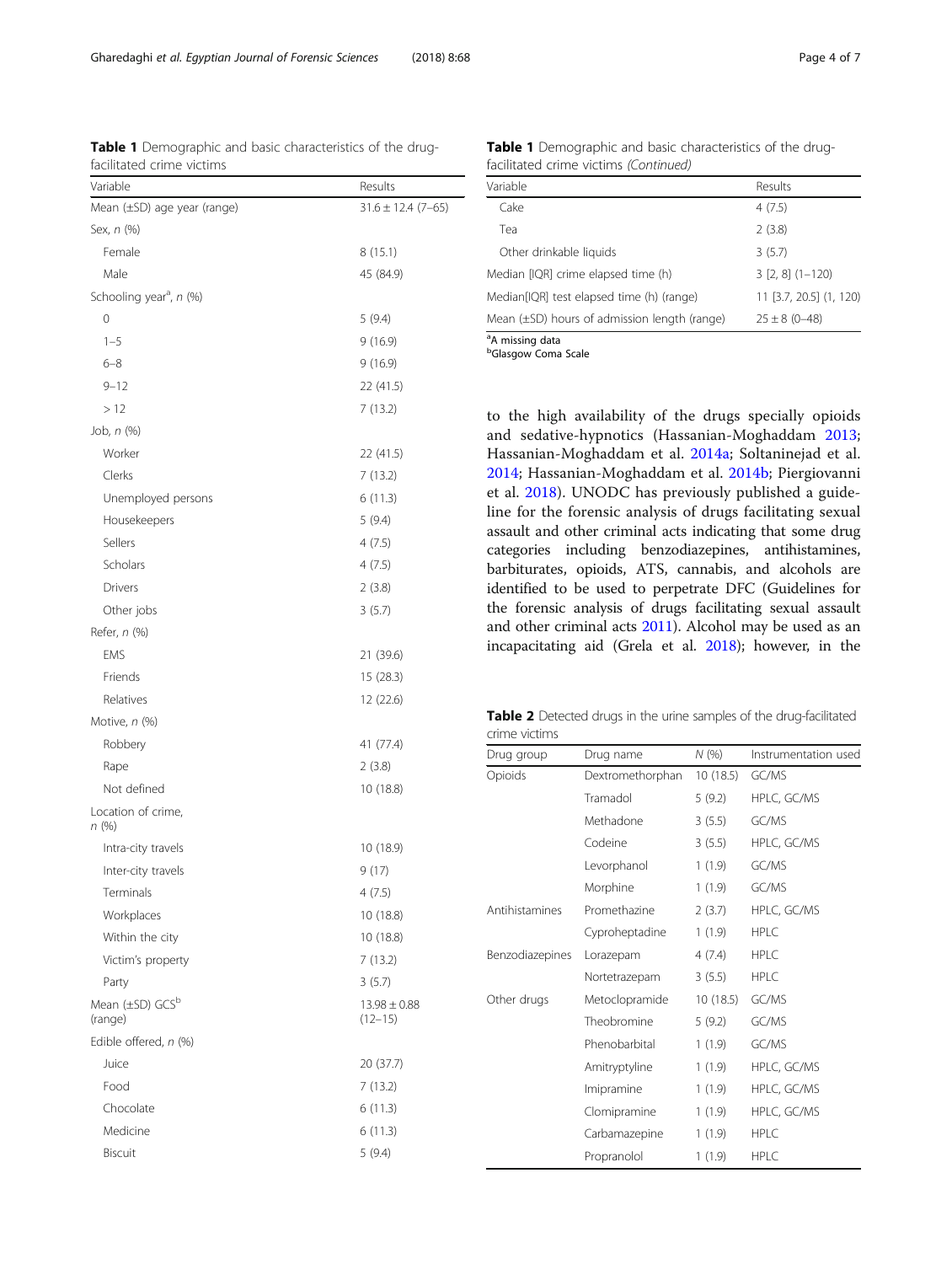**Table 1** Demographic and basic characteristics of the drug-facilitated crime victims

| Variable | Results |
| --- | --- |
| Mean (±SD) age year (range) | 31.6 ± 12.4 (7–65) |
| Sex, *n* (%) | |
| Female | 8 (15.1) |
| Male | 45 (84.9) |
| Schooling year[a], *n* (%) | |
| 0 | 5 (9.4) |
| 1–5 | 9 (16.9) |
| 6–8 | 9 (16.9) |
| 9–12 | 22 (41.5) |
| > 12 | 7 (13.2) |
| Job, *n* (%) | |
| Worker | 22 (41.5) |
| Clerks | 7 (13.2) |
| Unemployed persons | 6 (11.3) |
| Housekeepers | 5 (9.4) |
| Sellers | 4 (7.5) |
| Scholars | 4 (7.5) |
| Drivers | 2 (3.8) |
| Other jobs | 3 (5.7) |
| Refer, *n* (%) | |
| EMS | 21 (39.6) |
| Friends | 15 (28.3) |
| Relatives | 12 (22.6) |
| Motive, *n* (%) | |
| Robbery | 41 (77.4) |
| Rape | 2 (3.8) |
| Not defined | 10 (18.8) |
| Location of crime, *n* (%) | |
| Intra-city travels | 10 (18.9) |
| Inter-city travels | 9 (17) |
| Terminals | 4 (7.5) |
| Workplaces | 10 (18.8) |
| Within the city | 10 (18.8) |
| Victim's property | 7 (13.2) |
| Party | 3 (5.7) |
| Mean (±SD) GCS[b] (range) | 13.98 ± 0.88 (12–15) |
| Edible offered, *n* (%) | |
| Juice | 20 (37.7) |
| Food | 7 (13.2) |
| Chocolate | 6 (11.3) |
| Medicine | 6 (11.3) |
| Biscuit | 5 (9.4) |
| Cake | 4 (7.5) |
| Tea | 2 (3.8) |
| Other drinkable liquids | 3 (5.7) |
| Median [IQR] crime elapsed time (h) | 3 [2, 8] (1–120) |
| Median[IQR] test elapsed time (h) (range) | 11 [3.7, 20.5] (1, 120) |
| Mean (±SD) hours of admission length (range) | 25 ± 8 (0–48) |

[a]A missing data
[b]Glasgow Coma Scale

to the high availability of the drugs specially opioids and sedative-hypnotics (Hassanian-Moghaddam 2013; Hassanian-Moghaddam et al. 2014a; Soltaninejad et al. 2014; Hassanian-Moghaddam et al. 2014b; Piergiovanni et al. 2018). UNODC has previously published a guideline for the forensic analysis of drugs facilitating sexual assault and other criminal acts indicating that some drug categories including benzodiazepines, antihistamines, barbiturates, opioids, ATS, cannabis, and alcohols are identified to be used to perpetrate DFC (Guidelines for the forensic analysis of drugs facilitating sexual assault and other criminal acts 2011). Alcohol may be used as an incapacitating aid (Grela et al. 2018); however, in the

**Table 2** Detected drugs in the urine samples of the drug-facilitated crime victims

| Drug group | Drug name | *N* (%) | Instrumentation used |
| --- | --- | --- | --- |
| Opioids | Dextromethorphan | 10 (18.5) | GC/MS |
| | Tramadol | 5 (9.2) | HPLC, GC/MS |
| | Methadone | 3 (5.5) | GC/MS |
| | Codeine | 3 (5.5) | HPLC, GC/MS |
| | Levorphanol | 1 (1.9) | GC/MS |
| | Morphine | 1 (1.9) | GC/MS |
| Antihistamines | Promethazine | 2 (3.7) | HPLC, GC/MS |
| | Cyproheptadine | 1 (1.9) | HPLC |
| Benzodiazepines | Lorazepam | 4 (7.4) | HPLC |
| | Nortetrazepam | 3 (5.5) | HPLC |
| Other drugs | Metoclopramide | 10 (18.5) | GC/MS |
| | Theobromine | 5 (9.2) | GC/MS |
| | Phenobarbital | 1 (1.9) | GC/MS |
| | Amitryptyline | 1 (1.9) | HPLC, GC/MS |
| | Imipramine | 1 (1.9) | HPLC, GC/MS |
| | Clomipramine | 1 (1.9) | HPLC, GC/MS |
| | Carbamazepine | 1 (1.9) | HPLC |
| | Propranolol | 1 (1.9) | HPLC |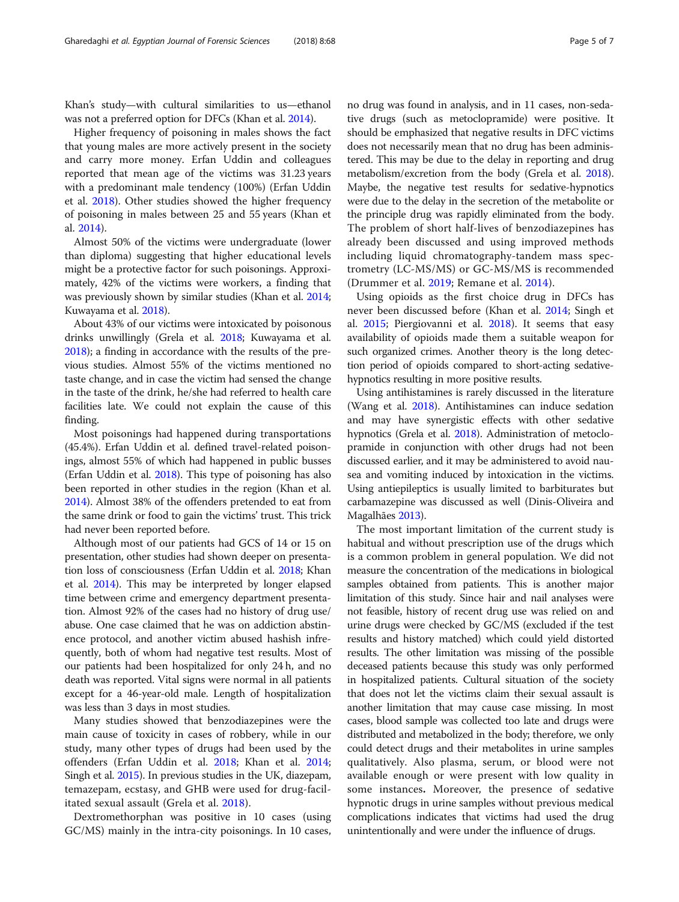Khan's study—with cultural similarities to us—ethanol was not a preferred option for DFCs (Khan et al. 2014).

Higher frequency of poisoning in males shows the fact that young males are more actively present in the society and carry more money. Erfan Uddin and colleagues reported that mean age of the victims was 31.23 years with a predominant male tendency (100%) (Erfan Uddin et al. 2018). Other studies showed the higher frequency of poisoning in males between 25 and 55 years (Khan et al. 2014).

Almost 50% of the victims were undergraduate (lower than diploma) suggesting that higher educational levels might be a protective factor for such poisonings. Approximately, 42% of the victims were workers, a finding that was previously shown by similar studies (Khan et al. 2014; Kuwayama et al. 2018).

About 43% of our victims were intoxicated by poisonous drinks unwillingly (Grela et al. 2018; Kuwayama et al. 2018); a finding in accordance with the results of the previous studies. Almost 55% of the victims mentioned no taste change, and in case the victim had sensed the change in the taste of the drink, he/she had referred to health care facilities late. We could not explain the cause of this finding.

Most poisonings had happened during transportations (45.4%). Erfan Uddin et al. defined travel-related poisonings, almost 55% of which had happened in public busses (Erfan Uddin et al. 2018). This type of poisoning has also been reported in other studies in the region (Khan et al. 2014). Almost 38% of the offenders pretended to eat from the same drink or food to gain the victims' trust. This trick had never been reported before.

Although most of our patients had GCS of 14 or 15 on presentation, other studies had shown deeper on presentation loss of consciousness (Erfan Uddin et al. 2018; Khan et al. 2014). This may be interpreted by longer elapsed time between crime and emergency department presentation. Almost 92% of the cases had no history of drug use/abuse. One case claimed that he was on addiction abstinence protocol, and another victim abused hashish infrequently, both of whom had negative test results. Most of our patients had been hospitalized for only 24 h, and no death was reported. Vital signs were normal in all patients except for a 46-year-old male. Length of hospitalization was less than 3 days in most studies.

Many studies showed that benzodiazepines were the main cause of toxicity in cases of robbery, while in our study, many other types of drugs had been used by the offenders (Erfan Uddin et al. 2018; Khan et al. 2014; Singh et al. 2015). In previous studies in the UK, diazepam, temazepam, ecstasy, and GHB were used for drug-facilitated sexual assault (Grela et al. 2018).

Dextromethorphan was positive in 10 cases (using GC/MS) mainly in the intra-city poisonings. In 10 cases, no drug was found in analysis, and in 11 cases, non-sedative drugs (such as metoclopramide) were positive. It should be emphasized that negative results in DFC victims does not necessarily mean that no drug has been administered. This may be due to the delay in reporting and drug metabolism/excretion from the body (Grela et al. 2018). Maybe, the negative test results for sedative-hypnotics were due to the delay in the secretion of the metabolite or the principle drug was rapidly eliminated from the body. The problem of short half-lives of benzodiazepines has already been discussed and using improved methods including liquid chromatography-tandem mass spectrometry (LC-MS/MS) or GC-MS/MS is recommended (Drummer et al. 2019; Remane et al. 2014).

Using opioids as the first choice drug in DFCs has never been discussed before (Khan et al. 2014; Singh et al. 2015; Piergiovanni et al. 2018). It seems that easy availability of opioids made them a suitable weapon for such organized crimes. Another theory is the long detection period of opioids compared to short-acting sedative-hypnotics resulting in more positive results.

Using antihistamines is rarely discussed in the literature (Wang et al. 2018). Antihistamines can induce sedation and may have synergistic effects with other sedative hypnotics (Grela et al. 2018). Administration of metoclopramide in conjunction with other drugs had not been discussed earlier, and it may be administered to avoid nausea and vomiting induced by intoxication in the victims. Using antiepileptics is usually limited to barbiturates but carbamazepine was discussed as well (Dinis-Oliveira and Magalhães 2013).

The most important limitation of the current study is habitual and without prescription use of the drugs which is a common problem in general population. We did not measure the concentration of the medications in biological samples obtained from patients. This is another major limitation of this study. Since hair and nail analyses were not feasible, history of recent drug use was relied on and urine drugs were checked by GC/MS (excluded if the test results and history matched) which could yield distorted results. The other limitation was missing of the possible deceased patients because this study was only performed in hospitalized patients. Cultural situation of the society that does not let the victims claim their sexual assault is another limitation that may cause case missing. In most cases, blood sample was collected too late and drugs were distributed and metabolized in the body; therefore, we only could detect drugs and their metabolites in urine samples qualitatively. Also plasma, serum, or blood were not available enough or were present with low quality in some instances**.** Moreover, the presence of sedative hypnotic drugs in urine samples without previous medical complications indicates that victims had used the drug unintentionally and were under the influence of drugs.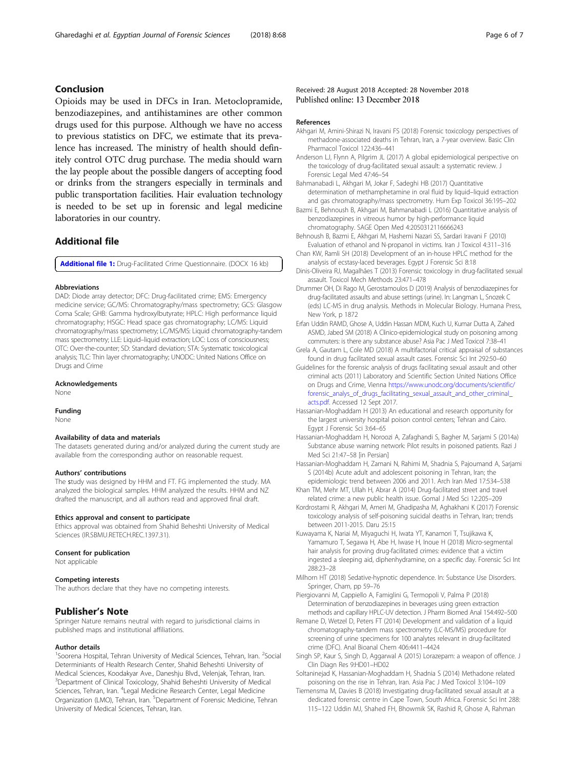## Conclusion

Opioids may be used in DFCs in Iran. Metoclopramide, benzodiazepines, and antihistamines are other common drugs used for this purpose. Although we have no access to previous statistics on DFC, we estimate that its prevalence has increased. The ministry of health should definitely control OTC drug purchase. The media should warn the lay people about the possible dangers of accepting food or drinks from the strangers especially in terminals and public transportation facilities. Hair evaluation technology is needed to be set up in forensic and legal medicine laboratories in our country.

## Additional file

**Additional file 1:** Drug-Facilitated Crime Questionnaire. (DOCX 16 kb)

#### Abbreviations

DAD: Diode array detector; DFC: Drug-facilitated crime; EMS: Emergency medicine service; GC/MS: Chromatography/mass spectrometry; GCS: Glasgow Coma Scale; GHB: Gamma hydroxylbutyrate; HPLC: High performance liquid chromatography; HSGC: Head space gas chromatography; LC/MS: Liquid chromatography/mass spectrometry; LC/MS/MS: Liquid chromatography-tandem mass spectrometry; LLE: Liquid–liquid extraction; LOC: Loss of consciousness; OTC: Over-the-counter; SD: Standard deviation; STA: Systematic toxicological analysis; TLC: Thin layer chromatography; UNODC: United Nations Office on Drugs and Crime

#### Acknowledgements

None

#### Funding

None

#### Availability of data and materials

The datasets generated during and/or analyzed during the current study are available from the corresponding author on reasonable request.

#### Authors' contributions

The study was designed by HHM and FT. FG implemented the study. MA analyzed the biological samples. HHM analyzed the results. HHM and NZ drafted the manuscript, and all authors read and approved final draft.

#### Ethics approval and consent to participate

Ethics approval was obtained from Shahid Beheshti University of Medical Sciences (IR.SBMU.RETECH.REC.1397.31).

#### Consent for publication

Not applicable

#### Competing interests

The authors declare that they have no competing interests.

## Publisher's Note

Springer Nature remains neutral with regard to jurisdictional claims in published maps and institutional affiliations.

#### Author details

[1]Soorena Hospital, Tehran University of Medical Sciences, Tehran, Iran. [2]Social Determiniants of Health Research Center, Shahid Beheshti University of Medical Sciences, Koodakyar Ave., Daneshju Blvd., Velenjak, Tehran, Iran. [3]Department of Clinical Toxicology, Shahid Beheshti University of Medical Sciences, Tehran, Iran. [4]Legal Medicine Research Center, Legal Medicine Organization (LMO), Tehran, Iran. [5]Department of Forensic Medicine, Tehran University of Medical Sciences, Tehran, Iran.

Received: 28 August 2018 Accepted: 28 November 2018
Published online: 13 December 2018

#### References

Akhgari M, Amini-Shirazi N, Iravani FS (2018) Forensic toxicology perspectives of methadone-associated deaths in Tehran, Iran, a 7-year overview. Basic Clin Pharmacol Toxicol 122:436–441

Anderson LJ, Flynn A, Pilgrim JL (2017) A global epidemiological perspective on the toxicology of drug-facilitated sexual assault: a systematic review. J Forensic Legal Med 47:46–54

Bahmanabadi L, Akhgari M, Jokar F, Sadeghi HB (2017) Quantitative determination of methamphetamine in oral fluid by liquid–liquid extraction and gas chromatography/mass spectrometry. Hum Exp Toxicol 36:195–202

Bazmi E, Behnoush B, Akhgari M, Bahmanabadi L (2016) Quantitative analysis of benzodiazepines in vitreous humor by high-performance liquid chromatography. SAGE Open Med 4:2050312116666243

Behnoush B, Bazmi E, Akhgari M, Hashemi Nazari SS, Sardari Iravani F (2010) Evaluation of ethanol and N-propanol in victims. Iran J Toxicol 4:311–316

Chan KW, Ramli SH (2018) Development of an in-house HPLC method for the analysis of ecstasy-laced beverages. Egypt J Forensic Sci 8:18

Dinis-Oliveira RJ, Magalhães T (2013) Forensic toxicology in drug-facilitated sexual assault. Toxicol Mech Methods 23:471–478

Drummer OH, Di Rago M, Gerostamoulos D (2019) Analysis of benzodiazepines for drug-facilitated assaults and abuse settings (urine). In: Langman L, Snozek C (eds) LC-MS in drug analysis. Methods in Molecular Biology. Humana Press, New York, p 1872

Erfan Uddin RAMD, Ghose A, Uddin Hassan MDM, Kuch U, Kumar Dutta A, Zahed ASMD, Jabed SM (2018) A Clinico-epidemiological study on poisoning among commuters: is there any substance abuse? Asia Pac J Med Toxicol 7:38–41

Grela A, Gautam L, Cole MD (2018) A multifactorial critical appraisal of substances found in drug facilitated sexual assault cases. Forensic Sci Int 292:50–60

Guidelines for the forensic analysis of drugs facilitating sexual assault and other criminal acts (2011) Laboratory and Scientific Section United Nations Office on Drugs and Crime, Vienna https://www.unodc.org/documents/scientific/forensic_analys_of_drugs_facilitating_sexual_assault_and_other_criminal_acts.pdf. Accessed 12 Sept 2017.

Hassanian-Moghaddam H (2013) An educational and research opportunity for the largest university hospital poison control centers; Tehran and Cairo. Egypt J Forensic Sci 3:64–65

Hassanian-Moghaddam H, Noroozi A, Zafaghandi S, Bagher M, Sarjami S (2014a) Substance abuse warning network: Pilot results in poisoned patients. Razi J Med Sci 21:47–58 [in Persian]

Hassanian-Moghaddam H, Zamani N, Rahimi M, Shadnia S, Pajoumand A, Sarjami S (2014b) Acute adult and adolescent poisoning in Tehran, Iran; the epidemiologic trend between 2006 and 2011. Arch Iran Med 17:534–538

Khan TM, Mehr MT, Ullah H, Abrar A (2014) Drug-facilitated street and travel related crime: a new public health issue. Gomal J Med Sci 12:205–209

Kordrostami R, Akhgari M, Ameri M, Ghadipasha M, Aghakhani K (2017) Forensic toxicology analysis of self-poisoning suicidal deaths in Tehran, Iran; trends between 2011-2015. Daru 25:15

Kuwayama K, Nariai M, Miyaguchi H, Iwata YT, Kanamori T, Tsujikawa K, Yamamuro T, Segawa H, Abe H, Iwase H, Inoue H (2018) Micro-segmental hair analysis for proving drug-facilitated crimes: evidence that a victim ingested a sleeping aid, diphenhydramine, on a specific day. Forensic Sci Int 288:23–28

Milhorn HT (2018) Sedative-hypnotic dependence. In: Substance Use Disorders. Springer, Cham, pp 59–76

Piergiovanni M, Cappiello A, Famiglini G, Termopoli V, Palma P (2018) Determination of benzodiazepines in beverages using green extraction methods and capillary HPLC-UV detection. J Pharm Biomed Anal 154:492–500

Remane D, Wetzel D, Peters FT (2014) Development and validation of a liquid chromatography-tandem mass spectrometry (LC-MS/MS) procedure for screening of urine specimens for 100 analytes relevant in drug-facilitated crime (DFC). Anal Bioanal Chem 406:4411–4424

Singh SP, Kaur S, Singh D, Aggarwal A (2015) Lorazepam: a weapon of offence. J Clin Diagn Res 9:HD01–HD02

Soltaninejad K, Hassanian-Moghaddam H, Shadnia S (2014) Methadone related poisoning on the rise in Tehran, Iran. Asia Pac J Med Toxicol 3:104–109

Tiemensma M, Davies B (2018) Investigating drug-facilitated sexual assault at a dedicated forensic centre in Cape Town, South Africa. Forensic Sci Int 288: 115–122 Uddin MJ, Shahed FH, Bhowmik SK, Rashid R, Ghose A, Rahman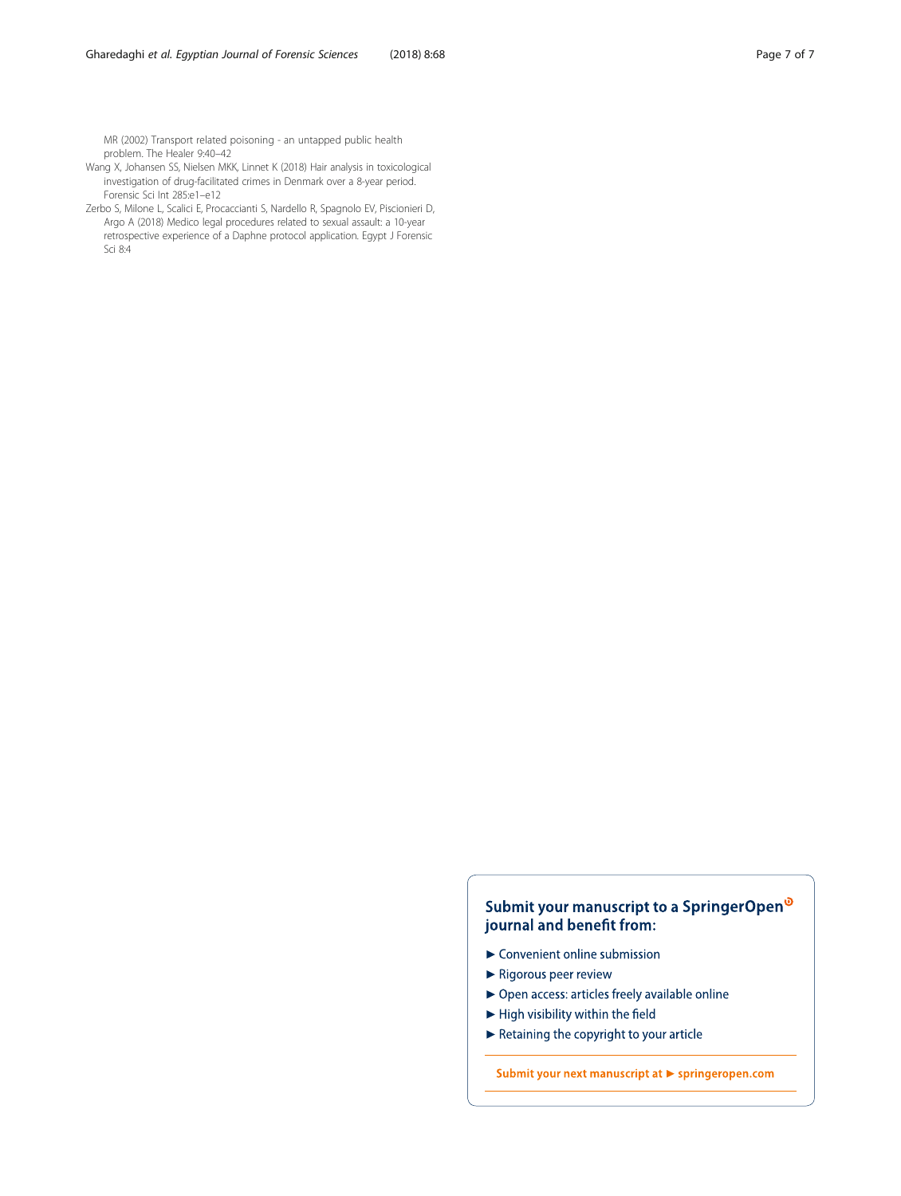MR (2002) Transport related poisoning - an untapped public health problem. The Healer 9:40–42

Wang X, Johansen SS, Nielsen MKK, Linnet K (2018) Hair analysis in toxicological investigation of drug-facilitated crimes in Denmark over a 8-year period. Forensic Sci Int 285:e1–e12

Zerbo S, Milone L, Scalici E, Procaccianti S, Nardello R, Spagnolo EV, Piscionieri D, Argo A (2018) Medico legal procedures related to sexual assault: a 10-year retrospective experience of a Daphne protocol application. Egypt J Forensic Sci 8:4

**Submit your manuscript to a SpringerOpen journal and benefit from:**

- ► Convenient online submission
- ► Rigorous peer review
- ► Open access: articles freely available online
- ► High visibility within the field
- ► Retaining the copyright to your article

**Submit your next manuscript at ► springeropen.com**